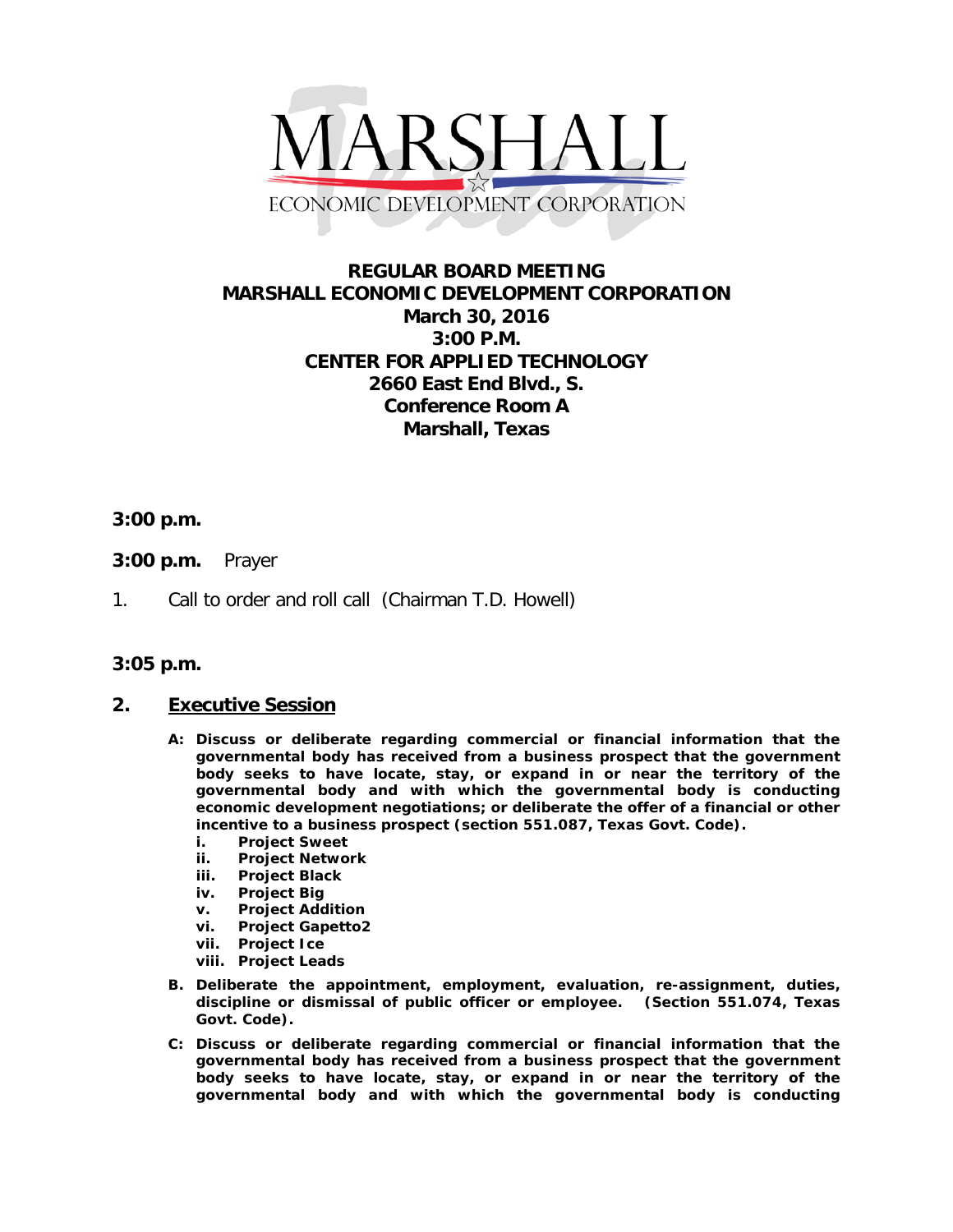MARSHALL
ECONOMIC DEVELOPMENT CORPORATION

# REGULAR BOARD MEETING
# MARSHALL ECONOMIC DEVELOPMENT CORPORATION
## March 30, 2016
## 3:00 P.M.
## CENTER FOR APPLIED TECHNOLOGY
## 2660 East End Blvd., S.
## Conference Room A
## Marshall, Texas

**3:00 p.m.**

**3:00 p.m.** Prayer

1. Call to order and roll call (Chairman T.D. Howell)

**3:05 p.m.**

## 2. Executive Session

**A: Discuss or deliberate regarding commercial or financial information that the governmental body has received from a business prospect that the government body seeks to have locate, stay, or expand in or near the territory of the governmental body and with which the governmental body is conducting economic development negotiations; or deliberate the offer of a financial or other incentive to a business prospect (section 551.087, Texas Govt. Code).**

- **i. Project Sweet**
- **ii. Project Network**
- **iii. Project Black**
- **iv. Project Big**
- **v. Project Addition**
- **vi. Project Gapetto2**
- **vii. Project Ice**
- **viii. Project Leads**

**B. Deliberate the appointment, employment, evaluation, re-assignment, duties, discipline or dismissal of public officer or employee. (Section 551.074, Texas Govt. Code).**

**C: Discuss or deliberate regarding commercial or financial information that the governmental body has received from a business prospect that the government body seeks to have locate, stay, or expand in or near the territory of the governmental body and with which the governmental body is conducting**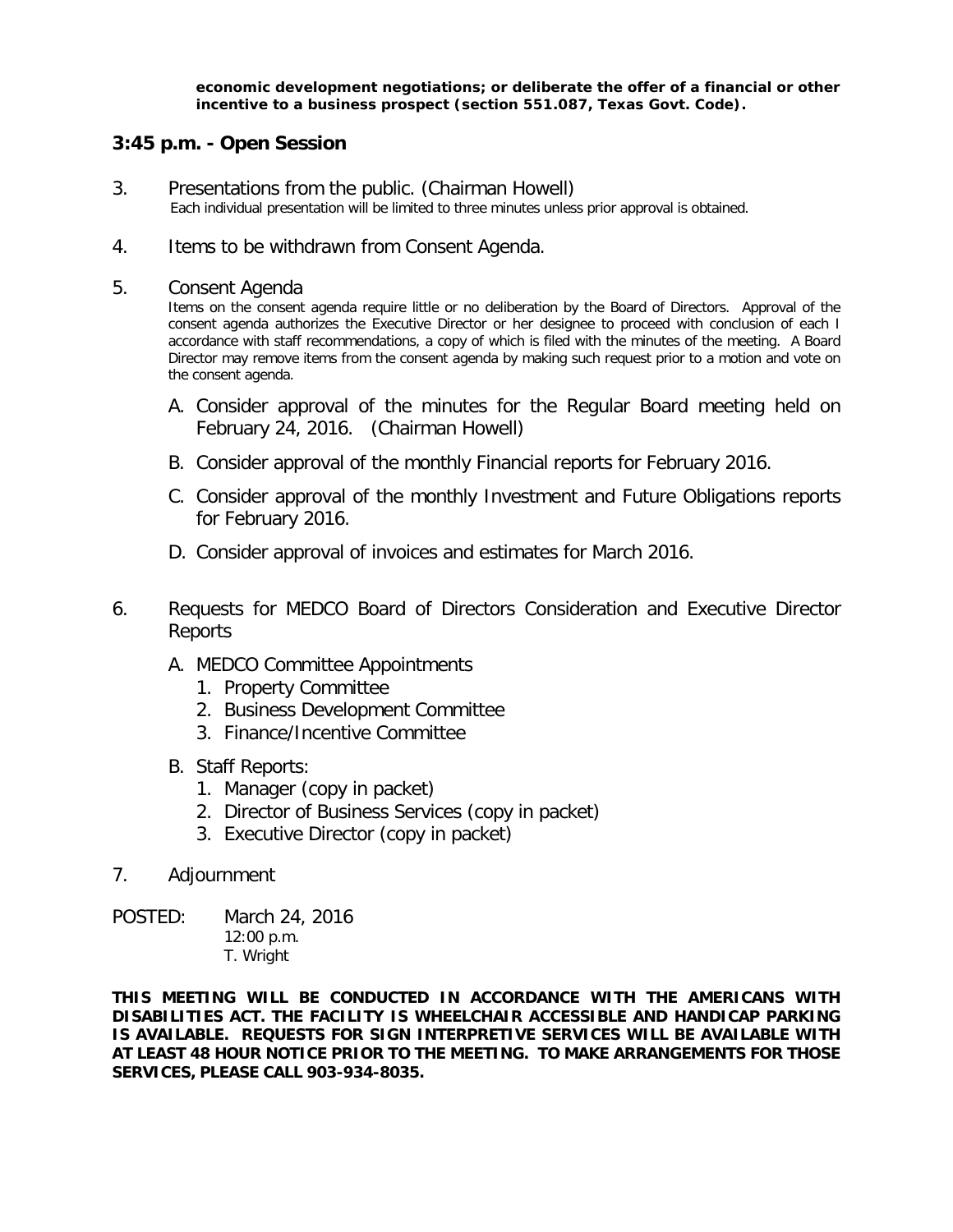**economic development negotiations; or deliberate the offer of a financial or other incentive to a business prospect (section 551.087, Texas Govt. Code).**

## 3:45 p.m. - Open Session

3. Presentations from the public. (Chairman Howell)
   Each individual presentation will be limited to three minutes unless prior approval is obtained.

4. Items to be withdrawn from Consent Agenda.

5. Consent Agenda
   Items on the consent agenda require little or no deliberation by the Board of Directors. Approval of the consent agenda authorizes the Executive Director or her designee to proceed with conclusion of each I accordance with staff recommendations, a copy of which is filed with the minutes of the meeting. A Board Director may remove items from the consent agenda by making such request prior to a motion and vote on the consent agenda.

   A. Consider approval of the minutes for the Regular Board meeting held on February 24, 2016. (Chairman Howell)

   B. Consider approval of the monthly Financial reports for February 2016.

   C. Consider approval of the monthly Investment and Future Obligations reports for February 2016.

   D. Consider approval of invoices and estimates for March 2016.

6. Requests for MEDCO Board of Directors Consideration and Executive Director Reports

   A. MEDCO Committee Appointments
      1. Property Committee
      2. Business Development Committee
      3. Finance/Incentive Committee

   B. Staff Reports:
      1. Manager (copy in packet)
      2. Director of Business Services (copy in packet)
      3. Executive Director (copy in packet)

7. Adjournment

POSTED: March 24, 2016
12:00 p.m.
T. Wright

**THIS MEETING WILL BE CONDUCTED IN ACCORDANCE WITH THE AMERICANS WITH DISABILITIES ACT. THE FACILITY IS WHEELCHAIR ACCESSIBLE AND HANDICAP PARKING IS AVAILABLE. REQUESTS FOR SIGN INTERPRETIVE SERVICES WILL BE AVAILABLE WITH AT LEAST 48 HOUR NOTICE PRIOR TO THE MEETING. TO MAKE ARRANGEMENTS FOR THOSE SERVICES, PLEASE CALL 903-934-8035.**